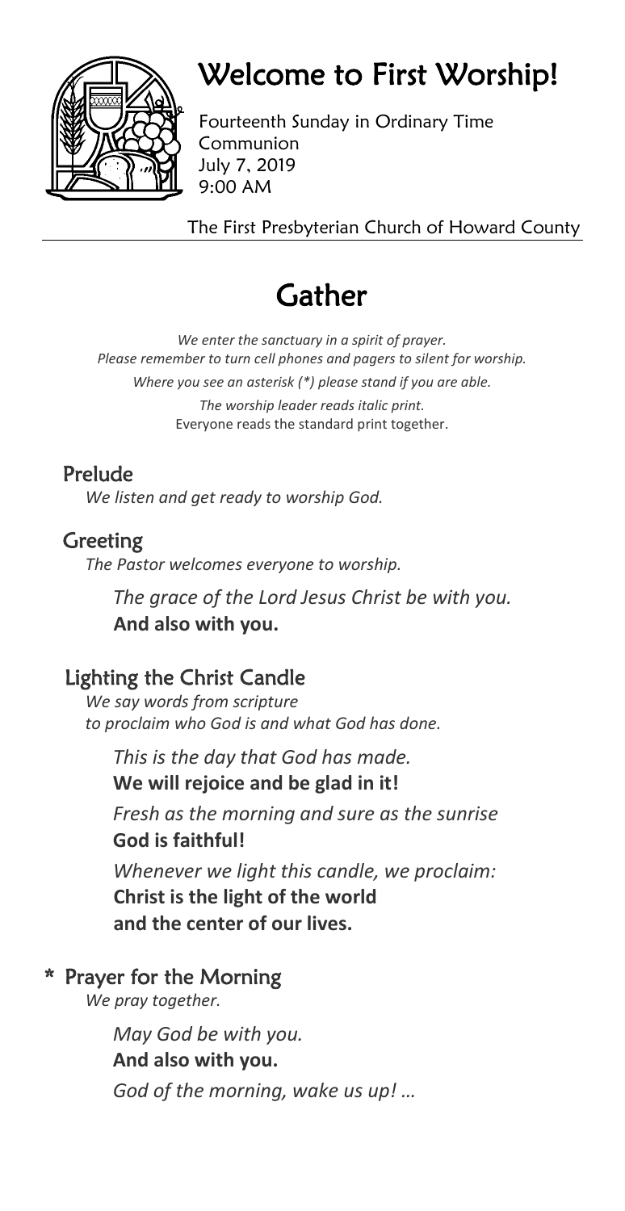# Welcome to First Worship!

Fourteenth Sunday in Ordinary Time
Communion
July 7, 2019
9:00 AM

The First Presbyterian Church of Howard County

# Gather

*We enter the sanctuary in a spirit of prayer.*
*Please remember to turn cell phones and pagers to silent for worship.*
*Where you see an asterisk (*) please stand if you are able.*
*The worship leader reads italic print.*
Everyone reads the standard print together.

## Prelude

*We listen and get ready to worship God.*

## Greeting

*The Pastor welcomes everyone to worship.*

*The grace of the Lord Jesus Christ be with you.*
**And also with you.**

## Lighting the Christ Candle

*We say words from scripture*
*to proclaim who God is and what God has done.*

*This is the day that God has made.*
**We will rejoice and be glad in it!**

*Fresh as the morning and sure as the sunrise*
**God is faithful!**

*Whenever we light this candle, we proclaim:*
**Christ is the light of the world**
**and the center of our lives.**

## * Prayer for the Morning

*We pray together.*

*May God be with you.*
**And also with you.**
*God of the morning, wake us up! …*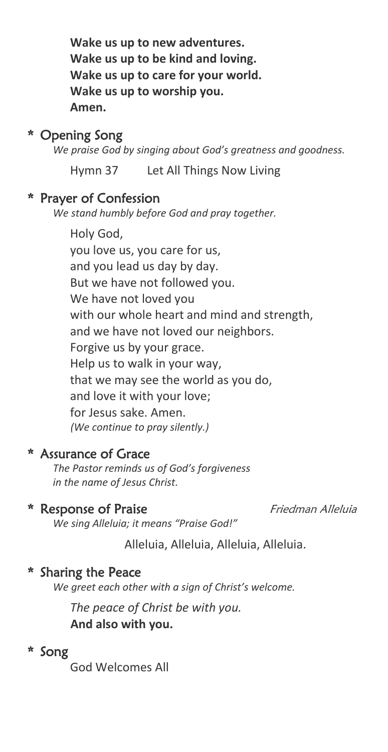**Wake us up to new adventures.**
**Wake us up to be kind and loving.**
**Wake us up to care for your world.**
**Wake us up to worship you.**
**Amen.**

## * Opening Song

*We praise God by singing about God's greatness and goodness.*

Hymn 37 Let All Things Now Living

## * Prayer of Confession

*We stand humbly before God and pray together.*

Holy God,
you love us, you care for us,
and you lead us day by day.
But we have not followed you.
We have not loved you
with our whole heart and mind and strength,
and we have not loved our neighbors.
Forgive us by your grace.
Help us to walk in your way,
that we may see the world as you do,
and love it with your love;
for Jesus sake. Amen.
*(We continue to pray silently.)*

## * Assurance of Grace

*The Pastor reminds us of God's forgiveness in the name of Jesus Christ.*

## * Response of Praise *Friedman Alleluia*

*We sing Alleluia; it means "Praise God!"*

Alleluia, Alleluia, Alleluia, Alleluia.

## * Sharing the Peace

*We greet each other with a sign of Christ's welcome.*

*The peace of Christ be with you.*
**And also with you.**

## * Song

God Welcomes All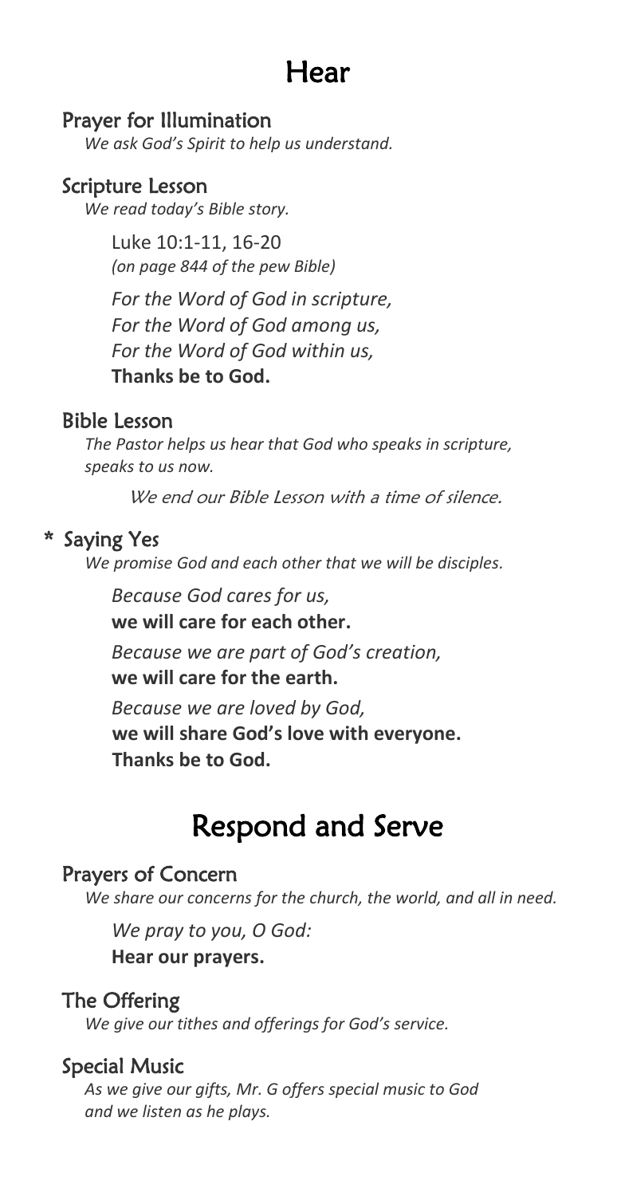# Hear

## Prayer for Illumination

*We ask God's Spirit to help us understand.*

## Scripture Lesson

*We read today's Bible story.*

Luke 10:1-11, 16-20
*(on page 844 of the pew Bible)*

*For the Word of God in scripture,*
*For the Word of God among us,*
*For the Word of God within us,*
**Thanks be to God.**

## Bible Lesson

*The Pastor helps us hear that God who speaks in scripture, speaks to us now.*

*We end our Bible Lesson with a time of silence.*

## * Saying Yes

*We promise God and each other that we will be disciples.*

*Because God cares for us,*
**we will care for each other.**

*Because we are part of God's creation,*
**we will care for the earth.**

*Because we are loved by God,*
**we will share God's love with everyone.**
**Thanks be to God.**

# Respond and Serve

## Prayers of Concern

*We share our concerns for the church, the world, and all in need.*

*We pray to you, O God:*
**Hear our prayers.**

## The Offering

*We give our tithes and offerings for God's service.*

## Special Music

*As we give our gifts, Mr. G offers special music to God and we listen as he plays.*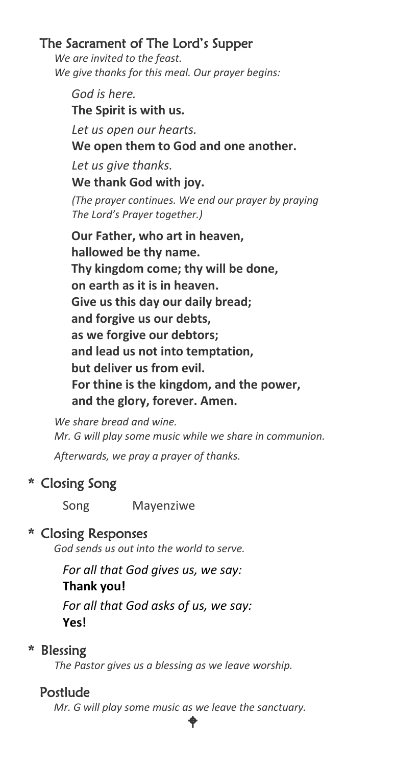## The Sacrament of The Lord's Supper

*We are invited to the feast.*
*We give thanks for this meal. Our prayer begins:*

*God is here.*
**The Spirit is with us.**

*Let us open our hearts.*
**We open them to God and one another.**

*Let us give thanks.*
**We thank God with joy.**

*(The prayer continues. We end our prayer by praying The Lord's Prayer together.)*

**Our Father, who art in heaven,**
**hallowed be thy name.**
**Thy kingdom come; thy will be done,**
**on earth as it is in heaven.**
**Give us this day our daily bread;**
**and forgive us our debts,**
**as we forgive our debtors;**
**and lead us not into temptation,**
**but deliver us from evil.**
**For thine is the kingdom, and the power,**
**and the glory, forever. Amen.**

*We share bread and wine.*
*Mr. G will play some music while we share in communion.*

*Afterwards, we pray a prayer of thanks.*

## * Closing Song

Song Mayenziwe

## * Closing Responses

*God sends us out into the world to serve.*

*For all that God gives us, we say:*
**Thank you!**

*For all that God asks of us, we say:*
**Yes!**

## * Blessing

*The Pastor gives us a blessing as we leave worship.*

## Postlude

*Mr. G will play some music as we leave the sanctuary.*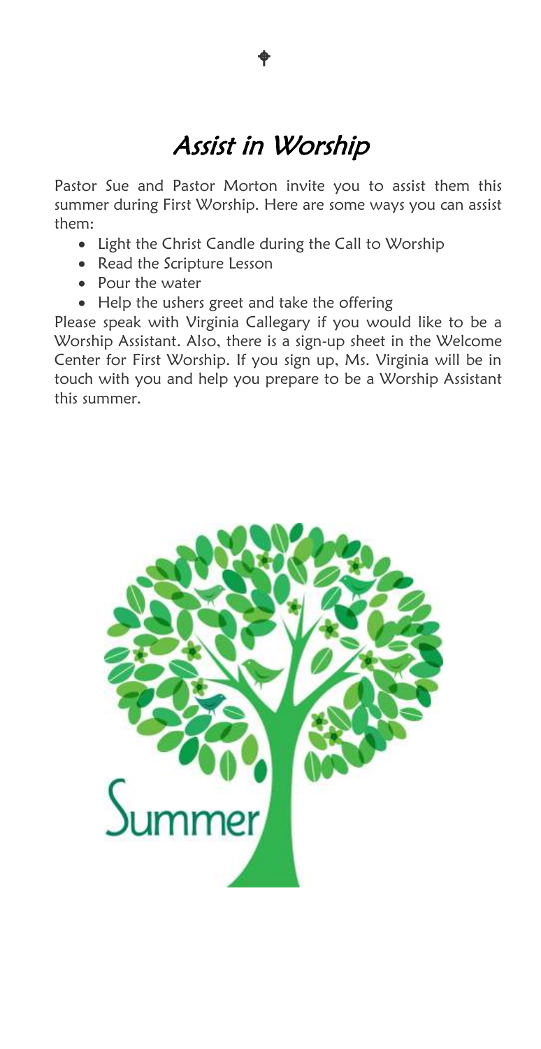# *Assist in Worship*

Pastor Sue and Pastor Morton invite you to assist them this summer during First Worship. Here are some ways you can assist them:

- Light the Christ Candle during the Call to Worship
- Read the Scripture Lesson
- Pour the water
- Help the ushers greet and take the offering

Please speak with Virginia Callegary if you would like to be a Worship Assistant. Also, there is a sign-up sheet in the Welcome Center for First Worship. If you sign up, Ms. Virginia will be in touch with you and help you prepare to be a Worship Assistant this summer.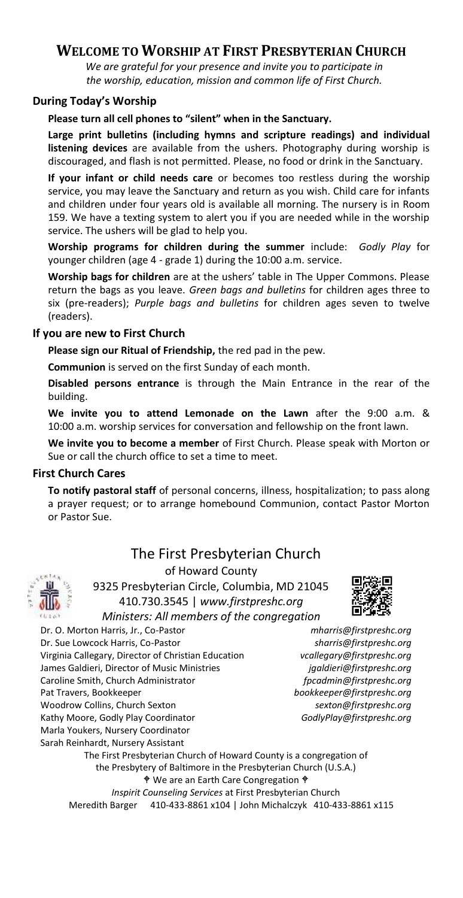# Welcome to Worship at First Presbyterian Church

*We are grateful for your presence and invite you to participate in the worship, education, mission and common life of First Church.*

## During Today's Worship

**Please turn all cell phones to "silent" when in the Sanctuary.**

**Large print bulletins (including hymns and scripture readings) and individual listening devices** are available from the ushers. Photography during worship is discouraged, and flash is not permitted. Please, no food or drink in the Sanctuary.

**If your infant or child needs care** or becomes too restless during the worship service, you may leave the Sanctuary and return as you wish. Child care for infants and children under four years old is available all morning. The nursery is in Room 159. We have a texting system to alert you if you are needed while in the worship service. The ushers will be glad to help you.

**Worship programs for children during the summer** include: *Godly Play* for younger children (age 4 - grade 1) during the 10:00 a.m. service.

**Worship bags for children** are at the ushers' table in The Upper Commons. Please return the bags as you leave. *Green bags and bulletins* for children ages three to six (pre-readers); *Purple bags and bulletins* for children ages seven to twelve (readers).

## If you are new to First Church

**Please sign our Ritual of Friendship,** the red pad in the pew.

**Communion** is served on the first Sunday of each month.

**Disabled persons entrance** is through the Main Entrance in the rear of the building.

**We invite you to attend Lemonade on the Lawn** after the 9:00 a.m. & 10:00 a.m. worship services for conversation and fellowship on the front lawn.

**We invite you to become a member** of First Church. Please speak with Morton or Sue or call the church office to set a time to meet.

## First Church Cares

**To notify pastoral staff** of personal concerns, illness, hospitalization; to pass along a prayer request; or to arrange homebound Communion, contact Pastor Morton or Pastor Sue.

## The First Presbyterian Church

of Howard County
9325 Presbyterian Circle, Columbia, MD 21045
410.730.3545 | *www.firstpreshc.org*
*Ministers: All members of the congregation*

| | |
|---|---|
| Dr. O. Morton Harris, Jr., Co-Pastor | *mharris@firstpreshc.org* |
| Dr. Sue Lowcock Harris, Co-Pastor | *sharris@firstpreshc.org* |
| Virginia Callegary, Director of Christian Education | *vcallegary@firstpreshc.org* |
| James Galdieri, Director of Music Ministries | *jgaldieri@firstpreshc.org* |
| Caroline Smith, Church Administrator | *fpcadmin@firstpreshc.org* |
| Pat Travers, Bookkeeper | *bookkeeper@firstpreshc.org* |
| Woodrow Collins, Church Sexton | *sexton@firstpreshc.org* |
| Kathy Moore, Godly Play Coordinator | *GodlyPlay@firstpreshc.org* |
| Marla Youkers, Nursery Coordinator | |
| Sarah Reinhardt, Nursery Assistant | |

The First Presbyterian Church of Howard County is a congregation of the Presbytery of Baltimore in the Presbyterian Church (U.S.A.)

♰ We are an Earth Care Congregation ♰

*Inspirit Counseling Services* at First Presbyterian Church

Meredith Barger 410-433-8861 x104 | John Michalczyk 410-433-8861 x115